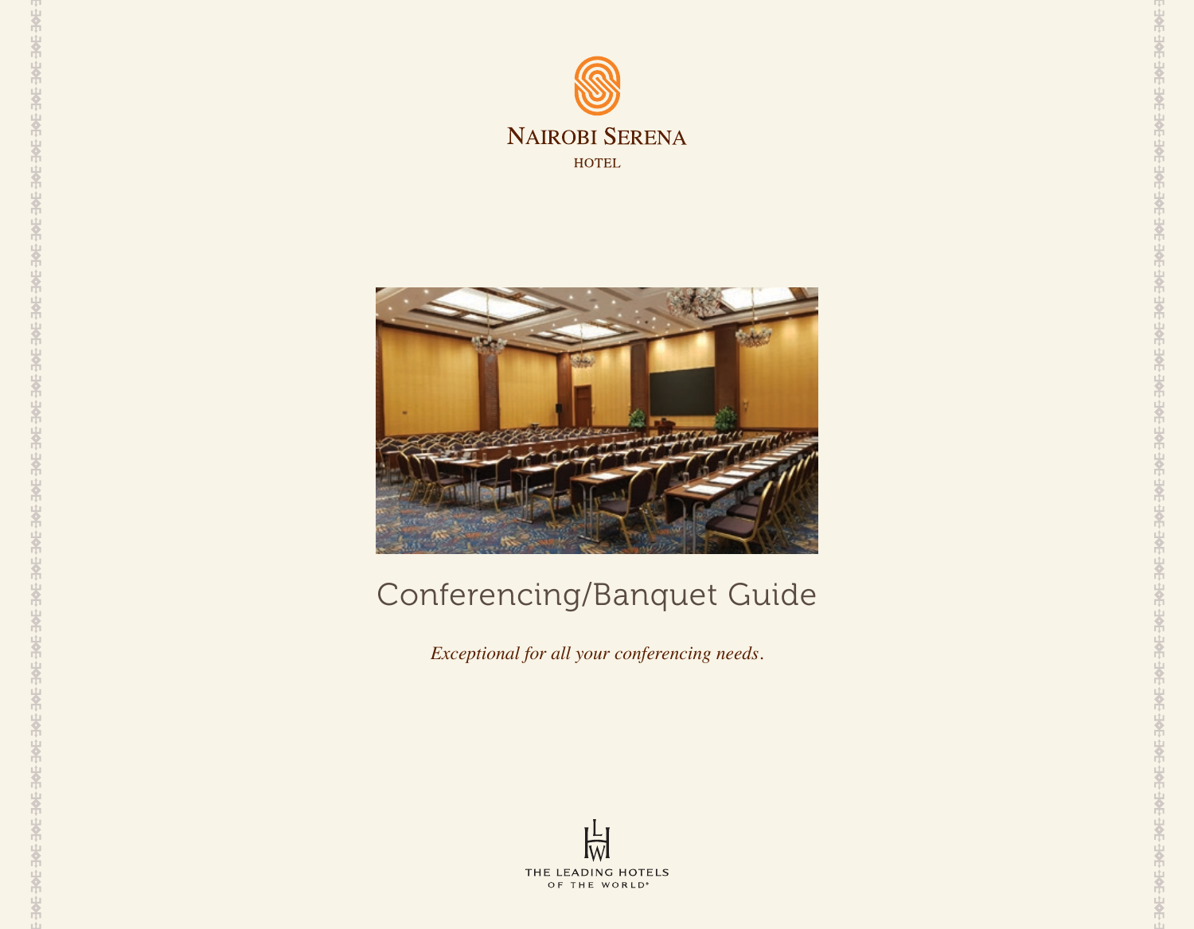# NAIROBI SERENA HOTEL

# Conferencing/Banquet Guide

*Exceptional for all your conferencing needs.*

THE LEADING HOTELS OF THE WORLD®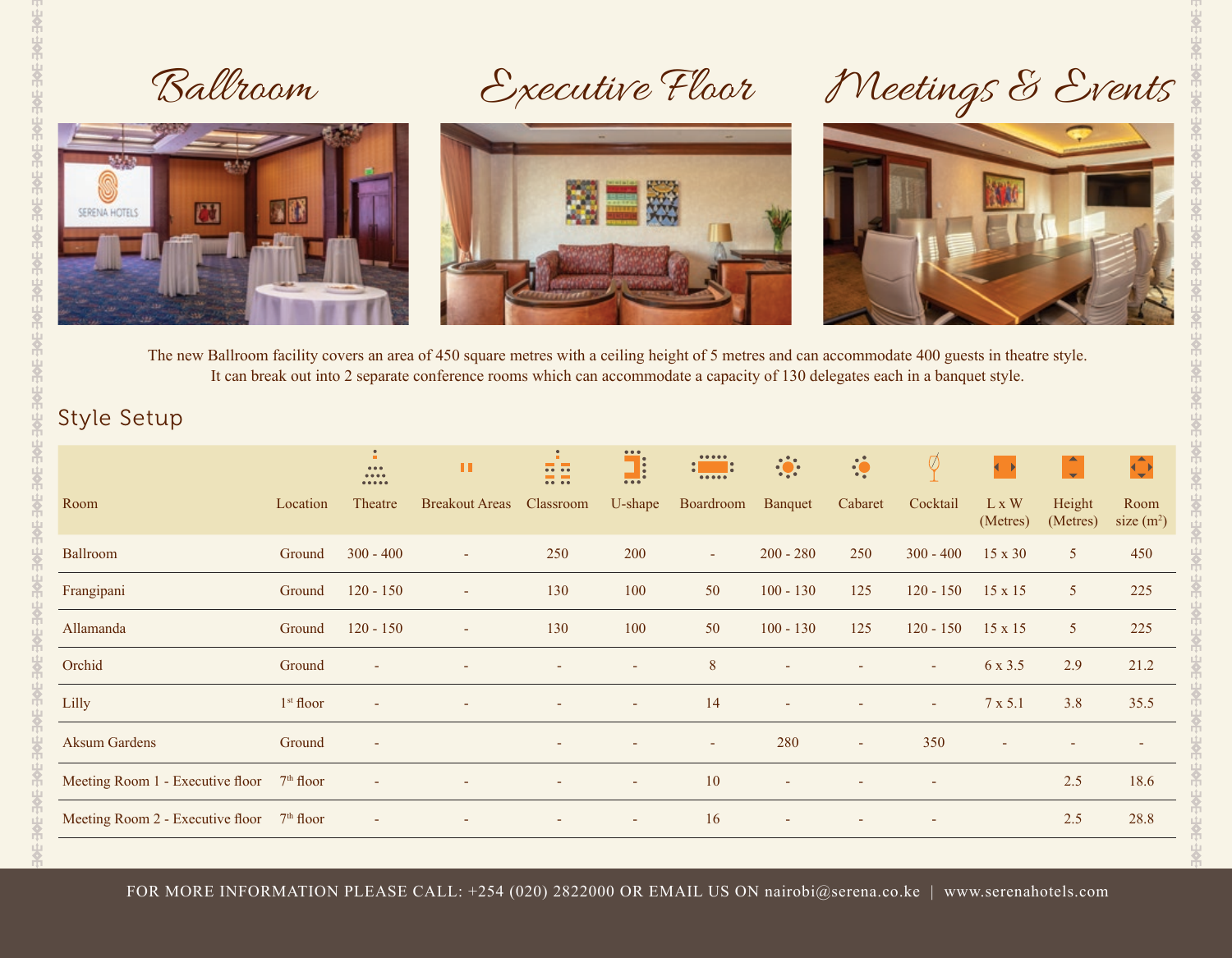# Ballroom

# Executive Floor

# Meetings & Events

The new Ballroom facility covers an area of 450 square metres with a ceiling height of 5 metres and can accommodate 400 guests in theatre style. It can break out into 2 separate conference rooms which can accommodate a capacity of 130 delegates each in a banquet style.

## Style Setup

| Room | Location | Theatre | Breakout Areas | Classroom | U-shape | Boardroom | Banquet | Cabaret | Cocktail | L x W (Metres) | Height (Metres) | Room size ($m^2$) |
|---|---|---|---|---|---|---|---|---|---|---|---|---|
| Ballroom | Ground | 300 - 400 | - | 250 | 200 | - | 200 - 280 | 250 | 300 - 400 | 15 x 30 | 5 | 450 |
| Frangipani | Ground | 120 - 150 | - | 130 | 100 | 50 | 100 - 130 | 125 | 120 - 150 | 15 x 15 | 5 | 225 |
| Allamanda | Ground | 120 - 150 | - | 130 | 100 | 50 | 100 - 130 | 125 | 120 - 150 | 15 x 15 | 5 | 225 |
| Orchid | Ground | - | - | - | - | 8 | - | - | - | 6 x 3.5 | 2.9 | 21.2 |
| Lilly | 1st floor | - | - | - | - | 14 | - | - | - | 7 x 5.1 | 3.8 | 35.5 |
| Aksum Gardens | Ground | - | | - | - | - | 280 | - | 350 | - | - | - |
| Meeting Room 1 - Executive floor | 7th floor | - | - | - | - | 10 | - | - | - | | 2.5 | 18.6 |
| Meeting Room 2 - Executive floor | 7th floor | - | - | - | - | 16 | - | - | - | | 2.5 | 28.8 |

FOR MORE INFORMATION PLEASE CALL: +254 (020) 2822000 OR EMAIL US ON nairobi@serena.co.ke | www.serenahotels.com